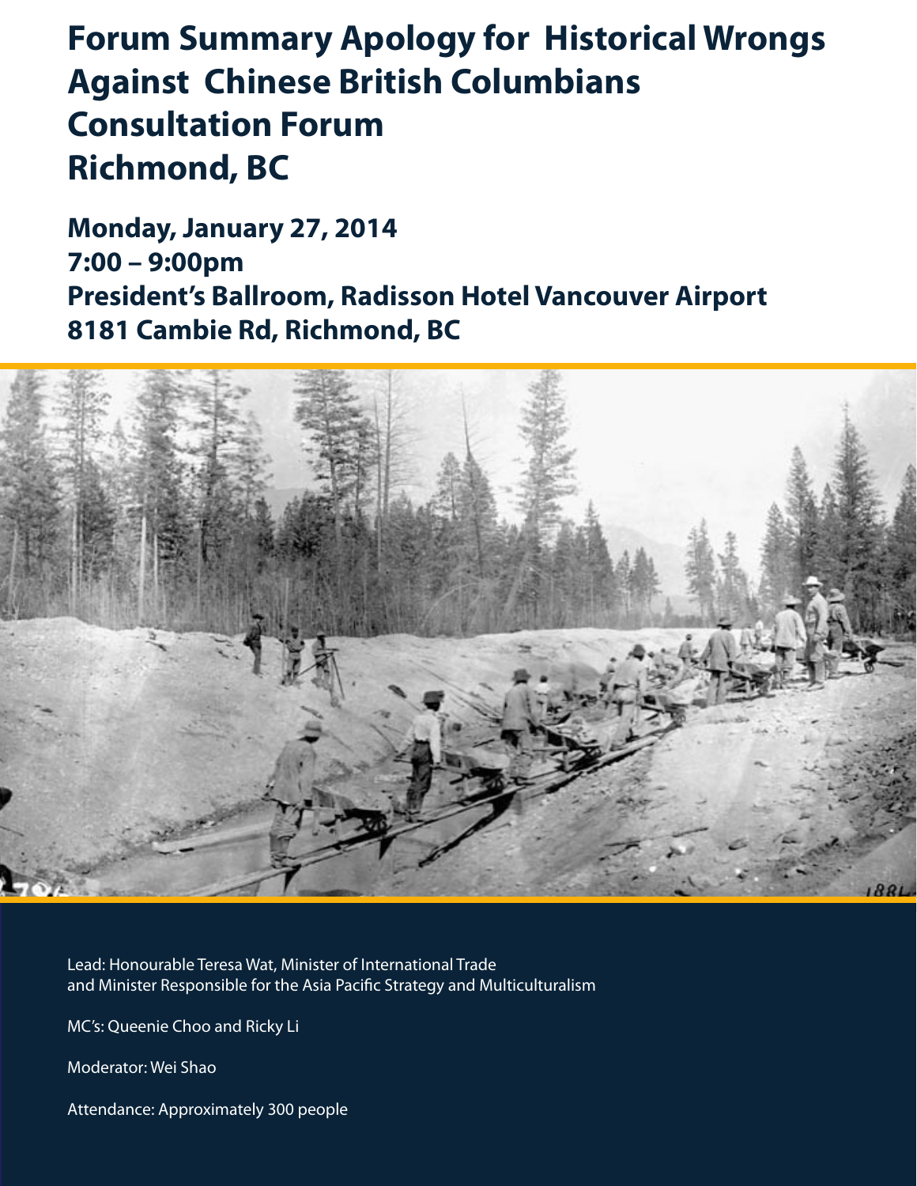# Forum Summary Apology for Historical Wrongs Against Chinese British Columbians Consultation Forum Richmond, BC

**Monday, January 27, 2014**
**7:00 – 9:00pm**
**President's Ballroom, Radisson Hotel Vancouver Airport**
**8181 Cambie Rd, Richmond, BC**

Lead: Honourable Teresa Wat, Minister of International Trade and Minister Responsible for the Asia Pacific Strategy and Multiculturalism

MC's: Queenie Choo and Ricky Li

Moderator: Wei Shao

Attendance: Approximately 300 people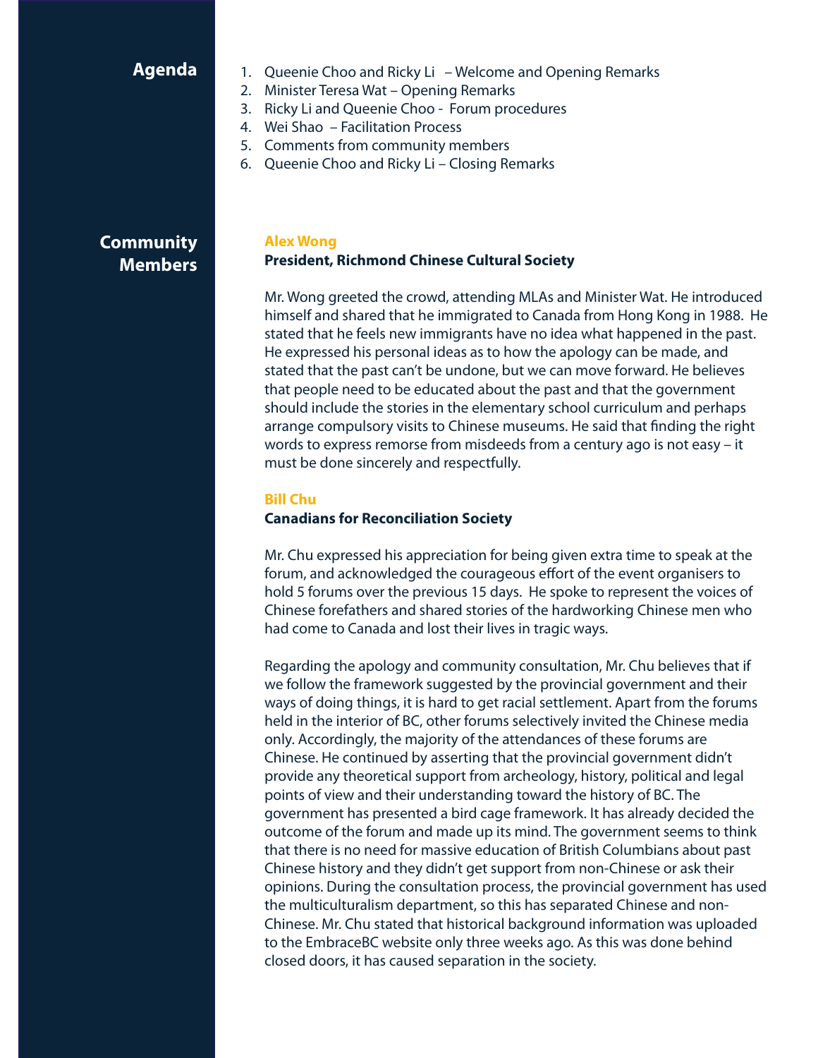## Agenda

1. Queenie Choo and Ricky Li – Welcome and Opening Remarks
2. Minister Teresa Wat – Opening Remarks
3. Ricky Li and Queenie Choo - Forum procedures
4. Wei Shao – Facilitation Process
5. Comments from community members
6. Queenie Choo and Ricky Li – Closing Remarks

## Community Members

### Alex Wong

**President, Richmond Chinese Cultural Society**

Mr. Wong greeted the crowd, attending MLAs and Minister Wat. He introduced himself and shared that he immigrated to Canada from Hong Kong in 1988. He stated that he feels new immigrants have no idea what happened in the past. He expressed his personal ideas as to how the apology can be made, and stated that the past can't be undone, but we can move forward. He believes that people need to be educated about the past and that the government should include the stories in the elementary school curriculum and perhaps arrange compulsory visits to Chinese museums. He said that finding the right words to express remorse from misdeeds from a century ago is not easy – it must be done sincerely and respectfully.

### Bill Chu

**Canadians for Reconciliation Society**

Mr. Chu expressed his appreciation for being given extra time to speak at the forum, and acknowledged the courageous effort of the event organisers to hold 5 forums over the previous 15 days. He spoke to represent the voices of Chinese forefathers and shared stories of the hardworking Chinese men who had come to Canada and lost their lives in tragic ways.

Regarding the apology and community consultation, Mr. Chu believes that if we follow the framework suggested by the provincial government and their ways of doing things, it is hard to get racial settlement. Apart from the forums held in the interior of BC, other forums selectively invited the Chinese media only. Accordingly, the majority of the attendances of these forums are Chinese. He continued by asserting that the provincial government didn't provide any theoretical support from archeology, history, political and legal points of view and their understanding toward the history of BC. The government has presented a bird cage framework. It has already decided the outcome of the forum and made up its mind. The government seems to think that there is no need for massive education of British Columbians about past Chinese history and they didn't get support from non-Chinese or ask their opinions. During the consultation process, the provincial government has used the multiculturalism department, so this has separated Chinese and non-Chinese. Mr. Chu stated that historical background information was uploaded to the EmbraceBC website only three weeks ago. As this was done behind closed doors, it has caused separation in the society.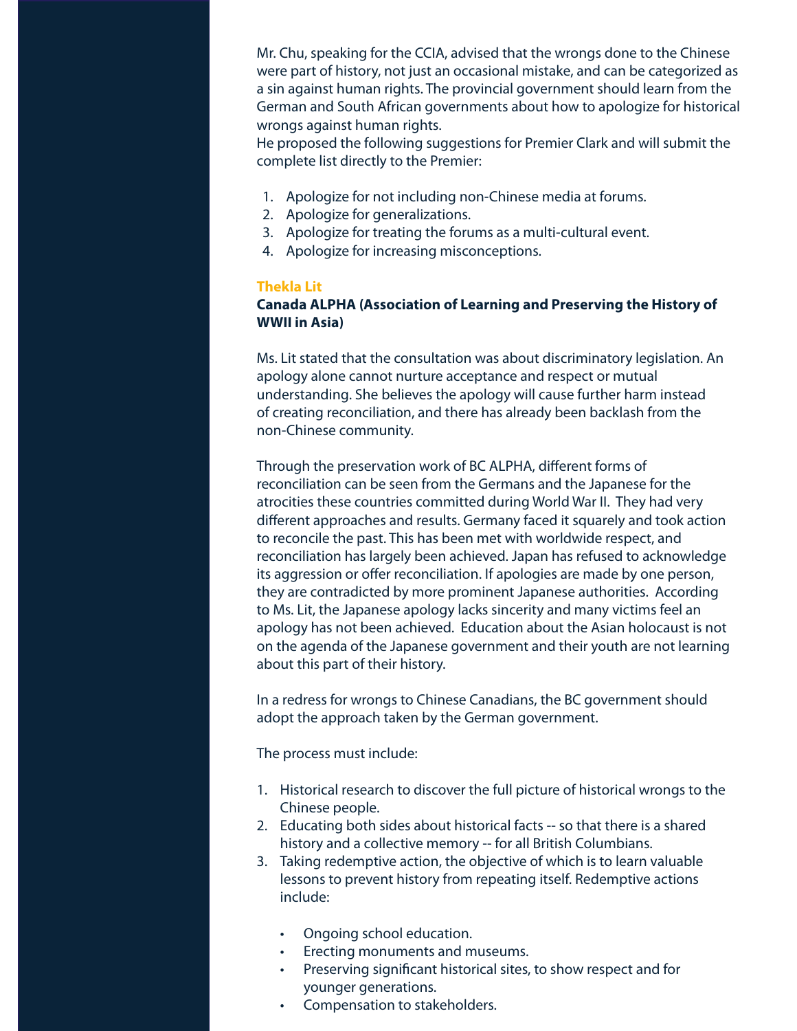Mr. Chu, speaking for the CCIA, advised that the wrongs done to the Chinese were part of history, not just an occasional mistake, and can be categorized as a sin against human rights. The provincial government should learn from the German and South African governments about how to apologize for historical wrongs against human rights.

He proposed the following suggestions for Premier Clark and will submit the complete list directly to the Premier:

1. Apologize for not including non-Chinese media at forums.
2. Apologize for generalizations.
3. Apologize for treating the forums as a multi-cultural event.
4. Apologize for increasing misconceptions.

### Thekla Lit

**Canada ALPHA (Association of Learning and Preserving the History of WWII in Asia)**

Ms. Lit stated that the consultation was about discriminatory legislation. An apology alone cannot nurture acceptance and respect or mutual understanding. She believes the apology will cause further harm instead of creating reconciliation, and there has already been backlash from the non-Chinese community.

Through the preservation work of BC ALPHA, different forms of reconciliation can be seen from the Germans and the Japanese for the atrocities these countries committed during World War II. They had very different approaches and results. Germany faced it squarely and took action to reconcile the past. This has been met with worldwide respect, and reconciliation has largely been achieved. Japan has refused to acknowledge its aggression or offer reconciliation. If apologies are made by one person, they are contradicted by more prominent Japanese authorities. According to Ms. Lit, the Japanese apology lacks sincerity and many victims feel an apology has not been achieved. Education about the Asian holocaust is not on the agenda of the Japanese government and their youth are not learning about this part of their history.

In a redress for wrongs to Chinese Canadians, the BC government should adopt the approach taken by the German government.

The process must include:

1. Historical research to discover the full picture of historical wrongs to the Chinese people.
2. Educating both sides about historical facts -- so that there is a shared history and a collective memory -- for all British Columbians.
3. Taking redemptive action, the objective of which is to learn valuable lessons to prevent history from repeating itself. Redemptive actions include:
   - Ongoing school education.
   - Erecting monuments and museums.
   - Preserving significant historical sites, to show respect and for younger generations.
   - Compensation to stakeholders.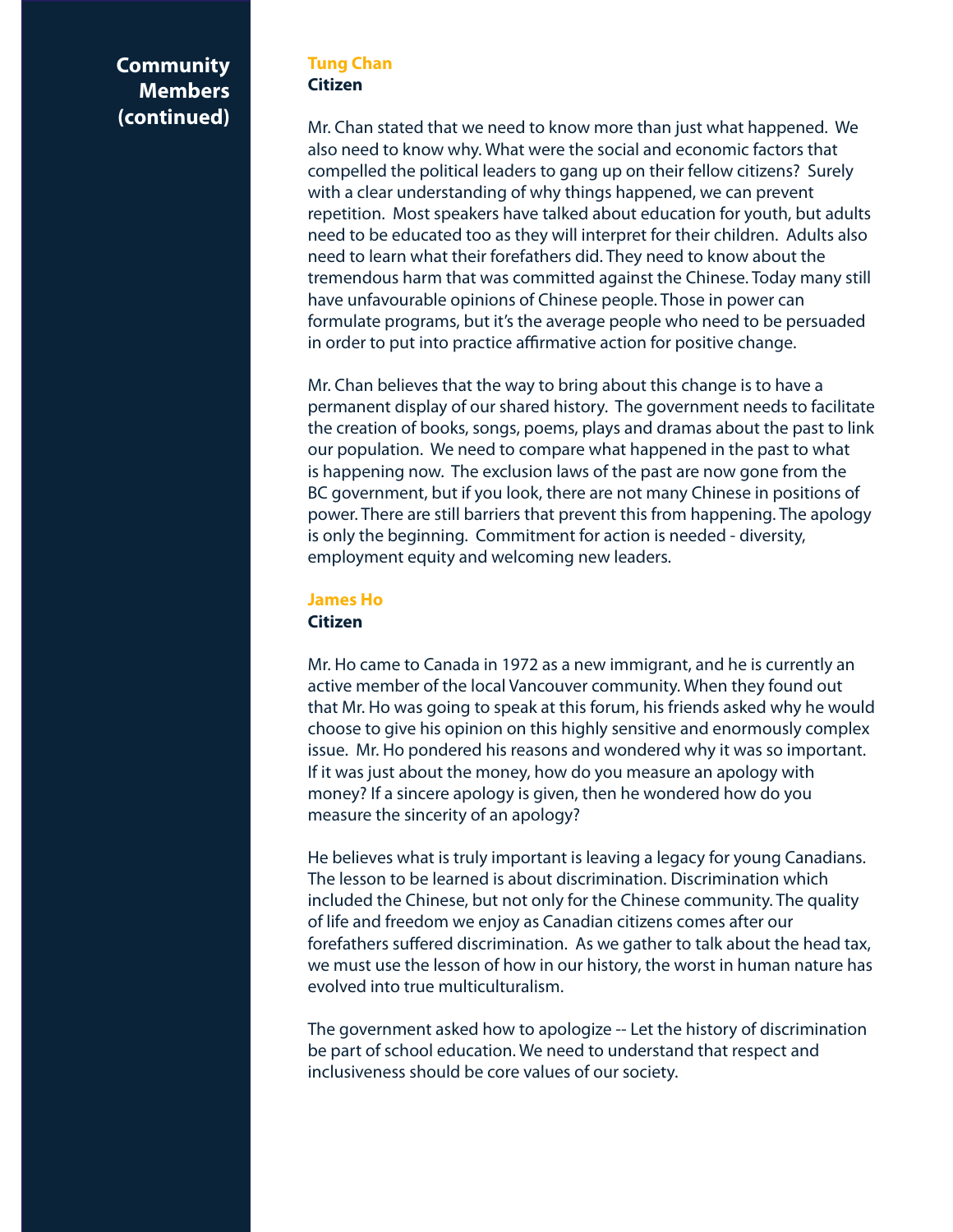## Community Members (continued)

### Tung Chan
**Citizen**

Mr. Chan stated that we need to know more than just what happened. We also need to know why. What were the social and economic factors that compelled the political leaders to gang up on their fellow citizens? Surely with a clear understanding of why things happened, we can prevent repetition. Most speakers have talked about education for youth, but adults need to be educated too as they will interpret for their children. Adults also need to learn what their forefathers did. They need to know about the tremendous harm that was committed against the Chinese. Today many still have unfavourable opinions of Chinese people. Those in power can formulate programs, but it's the average people who need to be persuaded in order to put into practice affirmative action for positive change.

Mr. Chan believes that the way to bring about this change is to have a permanent display of our shared history. The government needs to facilitate the creation of books, songs, poems, plays and dramas about the past to link our population. We need to compare what happened in the past to what is happening now. The exclusion laws of the past are now gone from the BC government, but if you look, there are not many Chinese in positions of power. There are still barriers that prevent this from happening. The apology is only the beginning. Commitment for action is needed - diversity, employment equity and welcoming new leaders.

### James Ho
**Citizen**

Mr. Ho came to Canada in 1972 as a new immigrant, and he is currently an active member of the local Vancouver community. When they found out that Mr. Ho was going to speak at this forum, his friends asked why he would choose to give his opinion on this highly sensitive and enormously complex issue. Mr. Ho pondered his reasons and wondered why it was so important. If it was just about the money, how do you measure an apology with money? If a sincere apology is given, then he wondered how do you measure the sincerity of an apology?

He believes what is truly important is leaving a legacy for young Canadians. The lesson to be learned is about discrimination. Discrimination which included the Chinese, but not only for the Chinese community. The quality of life and freedom we enjoy as Canadian citizens comes after our forefathers suffered discrimination. As we gather to talk about the head tax, we must use the lesson of how in our history, the worst in human nature has evolved into true multiculturalism.

The government asked how to apologize -- Let the history of discrimination be part of school education. We need to understand that respect and inclusiveness should be core values of our society.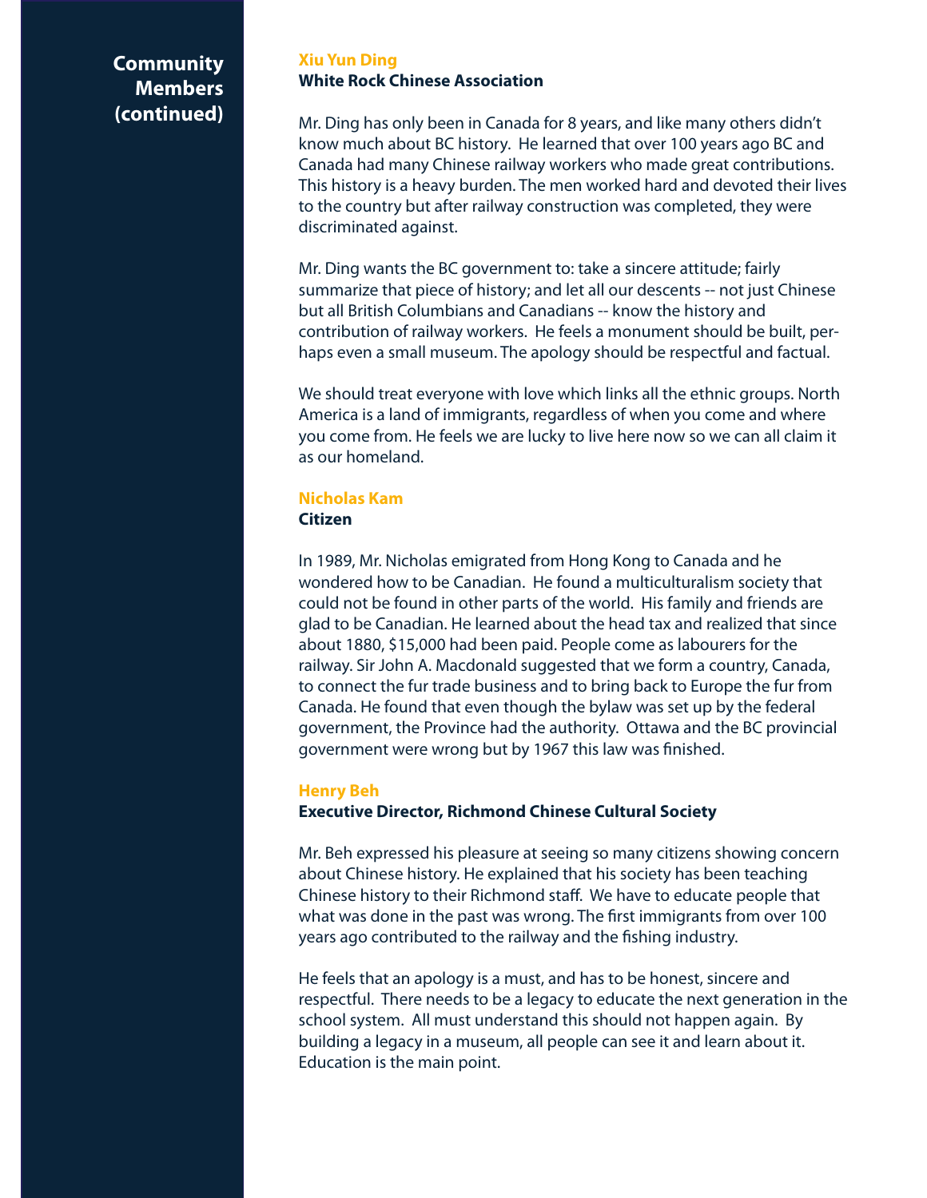## Community Members (continued)

**Xiu Yun Ding**
**White Rock Chinese Association**

Mr. Ding has only been in Canada for 8 years, and like many others didn't know much about BC history. He learned that over 100 years ago BC and Canada had many Chinese railway workers who made great contributions. This history is a heavy burden. The men worked hard and devoted their lives to the country but after railway construction was completed, they were discriminated against.

Mr. Ding wants the BC government to: take a sincere attitude; fairly summarize that piece of history; and let all our descents -- not just Chinese but all British Columbians and Canadians -- know the history and contribution of railway workers. He feels a monument should be built, perhaps even a small museum. The apology should be respectful and factual.

We should treat everyone with love which links all the ethnic groups. North America is a land of immigrants, regardless of when you come and where you come from. He feels we are lucky to live here now so we can all claim it as our homeland.

**Nicholas Kam**
**Citizen**

In 1989, Mr. Nicholas emigrated from Hong Kong to Canada and he wondered how to be Canadian. He found a multiculturalism society that could not be found in other parts of the world. His family and friends are glad to be Canadian. He learned about the head tax and realized that since about 1880, $15,000 had been paid. People come as labourers for the railway. Sir John A. Macdonald suggested that we form a country, Canada, to connect the fur trade business and to bring back to Europe the fur from Canada. He found that even though the bylaw was set up by the federal government, the Province had the authority. Ottawa and the BC provincial government were wrong but by 1967 this law was finished.

**Henry Beh**
**Executive Director, Richmond Chinese Cultural Society**

Mr. Beh expressed his pleasure at seeing so many citizens showing concern about Chinese history. He explained that his society has been teaching Chinese history to their Richmond staff. We have to educate people that what was done in the past was wrong. The first immigrants from over 100 years ago contributed to the railway and the fishing industry.

He feels that an apology is a must, and has to be honest, sincere and respectful. There needs to be a legacy to educate the next generation in the school system. All must understand this should not happen again. By building a legacy in a museum, all people can see it and learn about it. Education is the main point.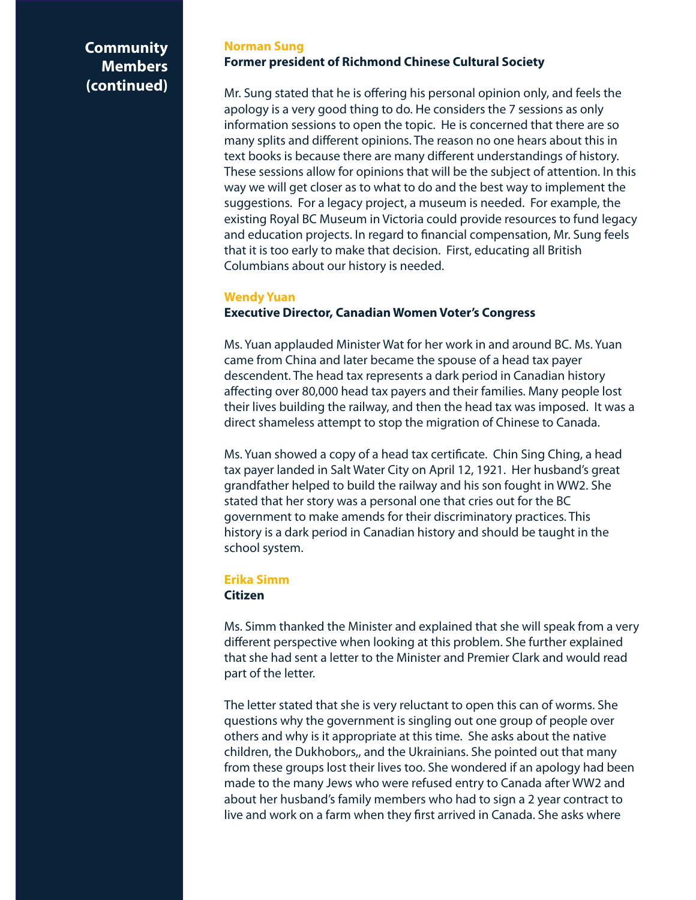## Community Members (continued)

### Norman Sung

**Former president of Richmond Chinese Cultural Society**

Mr. Sung stated that he is offering his personal opinion only, and feels the apology is a very good thing to do. He considers the 7 sessions as only information sessions to open the topic. He is concerned that there are so many splits and different opinions. The reason no one hears about this in text books is because there are many different understandings of history. These sessions allow for opinions that will be the subject of attention. In this way we will get closer as to what to do and the best way to implement the suggestions. For a legacy project, a museum is needed. For example, the existing Royal BC Museum in Victoria could provide resources to fund legacy and education projects. In regard to financial compensation, Mr. Sung feels that it is too early to make that decision. First, educating all British Columbians about our history is needed.

### Wendy Yuan

**Executive Director, Canadian Women Voter's Congress**

Ms. Yuan applauded Minister Wat for her work in and around BC. Ms. Yuan came from China and later became the spouse of a head tax payer descendent. The head tax represents a dark period in Canadian history affecting over 80,000 head tax payers and their families. Many people lost their lives building the railway, and then the head tax was imposed. It was a direct shameless attempt to stop the migration of Chinese to Canada.

Ms. Yuan showed a copy of a head tax certificate. Chin Sing Ching, a head tax payer landed in Salt Water City on April 12, 1921. Her husband's great grandfather helped to build the railway and his son fought in WW2. She stated that her story was a personal one that cries out for the BC government to make amends for their discriminatory practices. This history is a dark period in Canadian history and should be taught in the school system.

### Erika Simm

**Citizen**

Ms. Simm thanked the Minister and explained that she will speak from a very different perspective when looking at this problem. She further explained that she had sent a letter to the Minister and Premier Clark and would read part of the letter.

The letter stated that she is very reluctant to open this can of worms. She questions why the government is singling out one group of people over others and why is it appropriate at this time. She asks about the native children, the Dukhobors,, and the Ukrainians. She pointed out that many from these groups lost their lives too. She wondered if an apology had been made to the many Jews who were refused entry to Canada after WW2 and about her husband's family members who had to sign a 2 year contract to live and work on a farm when they first arrived in Canada. She asks where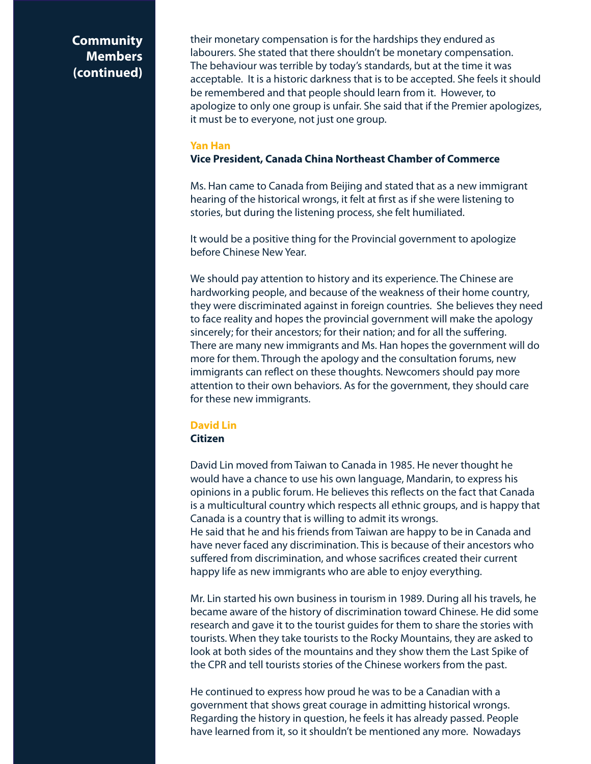## Community Members (continued)

their monetary compensation is for the hardships they endured as labourers. She stated that there shouldn't be monetary compensation. The behaviour was terrible by today's standards, but at the time it was acceptable. It is a historic darkness that is to be accepted. She feels it should be remembered and that people should learn from it. However, to apologize to only one group is unfair. She said that if the Premier apologizes, it must be to everyone, not just one group.

### Yan Han
**Vice President, Canada China Northeast Chamber of Commerce**

Ms. Han came to Canada from Beijing and stated that as a new immigrant hearing of the historical wrongs, it felt at first as if she were listening to stories, but during the listening process, she felt humiliated.

It would be a positive thing for the Provincial government to apologize before Chinese New Year.

We should pay attention to history and its experience. The Chinese are hardworking people, and because of the weakness of their home country, they were discriminated against in foreign countries. She believes they need to face reality and hopes the provincial government will make the apology sincerely; for their ancestors; for their nation; and for all the suffering. There are many new immigrants and Ms. Han hopes the government will do more for them. Through the apology and the consultation forums, new immigrants can reflect on these thoughts. Newcomers should pay more attention to their own behaviors. As for the government, they should care for these new immigrants.

### David Lin
**Citizen**

David Lin moved from Taiwan to Canada in 1985. He never thought he would have a chance to use his own language, Mandarin, to express his opinions in a public forum. He believes this reflects on the fact that Canada is a multicultural country which respects all ethnic groups, and is happy that Canada is a country that is willing to admit its wrongs.
He said that he and his friends from Taiwan are happy to be in Canada and have never faced any discrimination. This is because of their ancestors who suffered from discrimination, and whose sacrifices created their current happy life as new immigrants who are able to enjoy everything.

Mr. Lin started his own business in tourism in 1989. During all his travels, he became aware of the history of discrimination toward Chinese. He did some research and gave it to the tourist guides for them to share the stories with tourists. When they take tourists to the Rocky Mountains, they are asked to look at both sides of the mountains and they show them the Last Spike of the CPR and tell tourists stories of the Chinese workers from the past.

He continued to express how proud he was to be a Canadian with a government that shows great courage in admitting historical wrongs. Regarding the history in question, he feels it has already passed. People have learned from it, so it shouldn't be mentioned any more. Nowadays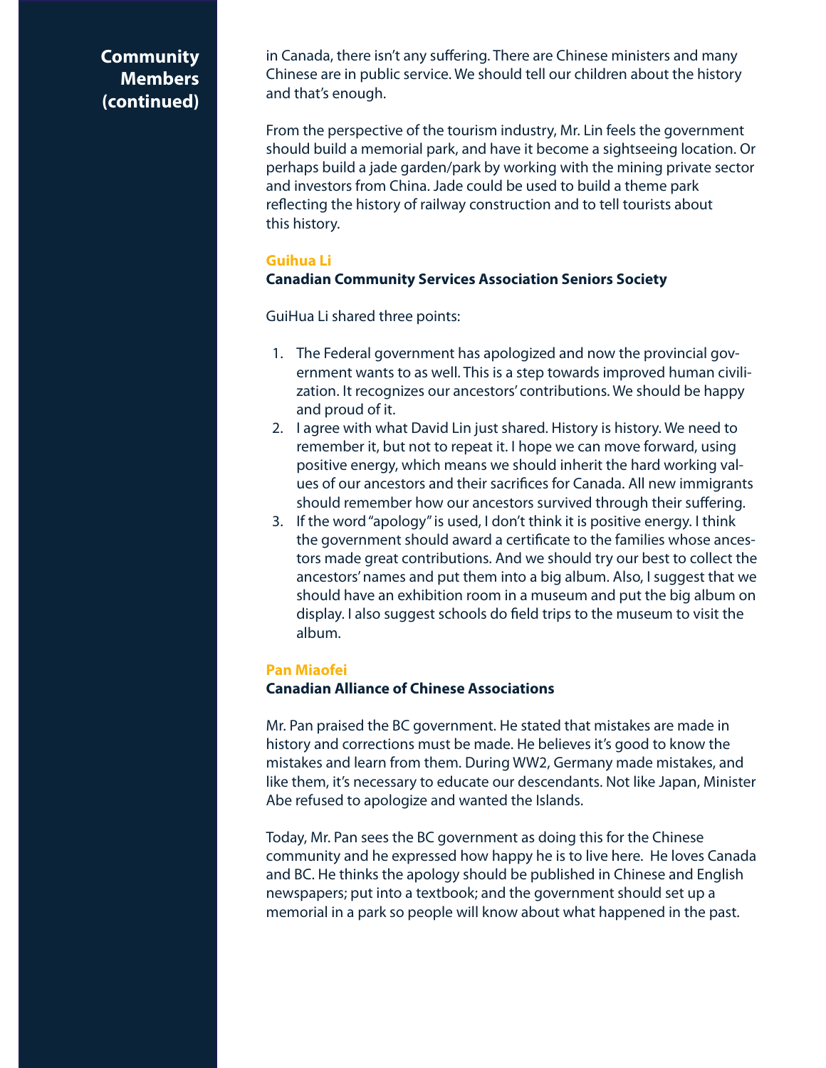## Community Members (continued)

in Canada, there isn't any suffering. There are Chinese ministers and many Chinese are in public service. We should tell our children about the history and that's enough.

From the perspective of the tourism industry, Mr. Lin feels the government should build a memorial park, and have it become a sightseeing location. Or perhaps build a jade garden/park by working with the mining private sector and investors from China. Jade could be used to build a theme park reflecting the history of railway construction and to tell tourists about this history.

### Guihua Li
**Canadian Community Services Association Seniors Society**

GuiHua Li shared three points:

1. The Federal government has apologized and now the provincial government wants to as well. This is a step towards improved human civilization. It recognizes our ancestors' contributions. We should be happy and proud of it.
2. I agree with what David Lin just shared. History is history. We need to remember it, but not to repeat it. I hope we can move forward, using positive energy, which means we should inherit the hard working values of our ancestors and their sacrifices for Canada. All new immigrants should remember how our ancestors survived through their suffering.
3. If the word "apology" is used, I don't think it is positive energy. I think the government should award a certificate to the families whose ancestors made great contributions. And we should try our best to collect the ancestors' names and put them into a big album. Also, I suggest that we should have an exhibition room in a museum and put the big album on display. I also suggest schools do field trips to the museum to visit the album.

### Pan Miaofei
**Canadian Alliance of Chinese Associations**

Mr. Pan praised the BC government. He stated that mistakes are made in history and corrections must be made. He believes it's good to know the mistakes and learn from them. During WW2, Germany made mistakes, and like them, it's necessary to educate our descendants. Not like Japan, Minister Abe refused to apologize and wanted the Islands.

Today, Mr. Pan sees the BC government as doing this for the Chinese community and he expressed how happy he is to live here. He loves Canada and BC. He thinks the apology should be published in Chinese and English newspapers; put into a textbook; and the government should set up a memorial in a park so people will know about what happened in the past.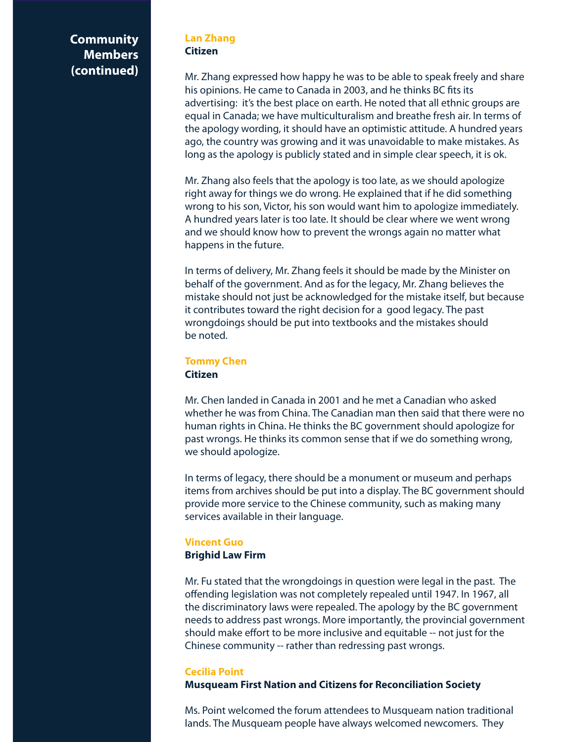## Community Members (continued)

**Lan Zhang**
**Citizen**

Mr. Zhang expressed how happy he was to be able to speak freely and share his opinions. He came to Canada in 2003, and he thinks BC fits its advertising: it's the best place on earth. He noted that all ethnic groups are equal in Canada; we have multiculturalism and breathe fresh air. In terms of the apology wording, it should have an optimistic attitude. A hundred years ago, the country was growing and it was unavoidable to make mistakes. As long as the apology is publicly stated and in simple clear speech, it is ok.

Mr. Zhang also feels that the apology is too late, as we should apologize right away for things we do wrong. He explained that if he did something wrong to his son, Victor, his son would want him to apologize immediately. A hundred years later is too late. It should be clear where we went wrong and we should know how to prevent the wrongs again no matter what happens in the future.

In terms of delivery, Mr. Zhang feels it should be made by the Minister on behalf of the government. And as for the legacy, Mr. Zhang believes the mistake should not just be acknowledged for the mistake itself, but because it contributes toward the right decision for a good legacy. The past wrongdoings should be put into textbooks and the mistakes should be noted.

**Tommy Chen**
**Citizen**

Mr. Chen landed in Canada in 2001 and he met a Canadian who asked whether he was from China. The Canadian man then said that there were no human rights in China. He thinks the BC government should apologize for past wrongs. He thinks its common sense that if we do something wrong, we should apologize.

In terms of legacy, there should be a monument or museum and perhaps items from archives should be put into a display. The BC government should provide more service to the Chinese community, such as making many services available in their language.

**Vincent Guo**
**Brighid Law Firm**

Mr. Fu stated that the wrongdoings in question were legal in the past. The offending legislation was not completely repealed until 1947. In 1967, all the discriminatory laws were repealed. The apology by the BC government needs to address past wrongs. More importantly, the provincial government should make effort to be more inclusive and equitable -- not just for the Chinese community -- rather than redressing past wrongs.

**Cecilia Point**
**Musqueam First Nation and Citizens for Reconciliation Society**

Ms. Point welcomed the forum attendees to Musqueam nation traditional lands. The Musqueam people have always welcomed newcomers. They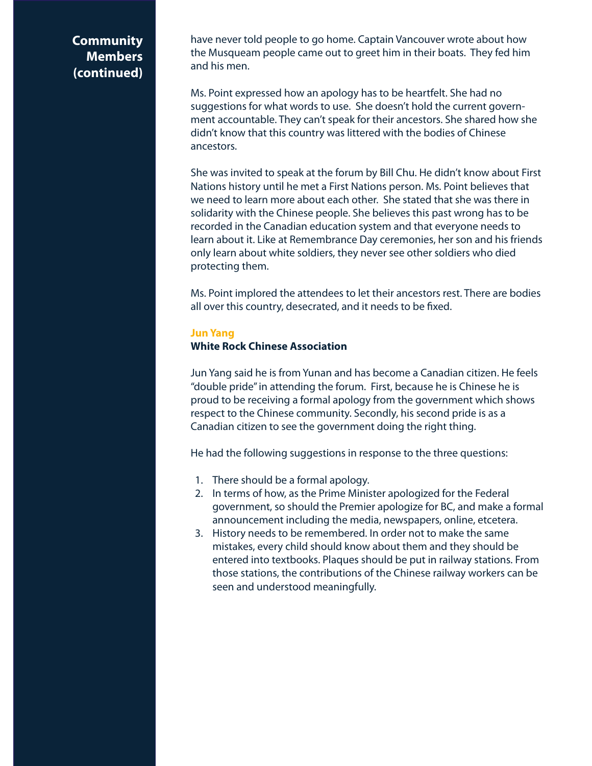## Community Members (continued)

have never told people to go home. Captain Vancouver wrote about how the Musqueam people came out to greet him in their boats. They fed him and his men.

Ms. Point expressed how an apology has to be heartfelt. She had no suggestions for what words to use. She doesn't hold the current government accountable. They can't speak for their ancestors. She shared how she didn't know that this country was littered with the bodies of Chinese ancestors.

She was invited to speak at the forum by Bill Chu. He didn't know about First Nations history until he met a First Nations person. Ms. Point believes that we need to learn more about each other. She stated that she was there in solidarity with the Chinese people. She believes this past wrong has to be recorded in the Canadian education system and that everyone needs to learn about it. Like at Remembrance Day ceremonies, her son and his friends only learn about white soldiers, they never see other soldiers who died protecting them.

Ms. Point implored the attendees to let their ancestors rest. There are bodies all over this country, desecrated, and it needs to be fixed.

### Jun Yang
**White Rock Chinese Association**

Jun Yang said he is from Yunan and has become a Canadian citizen. He feels "double pride" in attending the forum. First, because he is Chinese he is proud to be receiving a formal apology from the government which shows respect to the Chinese community. Secondly, his second pride is as a Canadian citizen to see the government doing the right thing.

He had the following suggestions in response to the three questions:

1. There should be a formal apology.
2. In terms of how, as the Prime Minister apologized for the Federal government, so should the Premier apologize for BC, and make a formal announcement including the media, newspapers, online, etcetera.
3. History needs to be remembered. In order not to make the same mistakes, every child should know about them and they should be entered into textbooks. Plaques should be put in railway stations. From those stations, the contributions of the Chinese railway workers can be seen and understood meaningfully.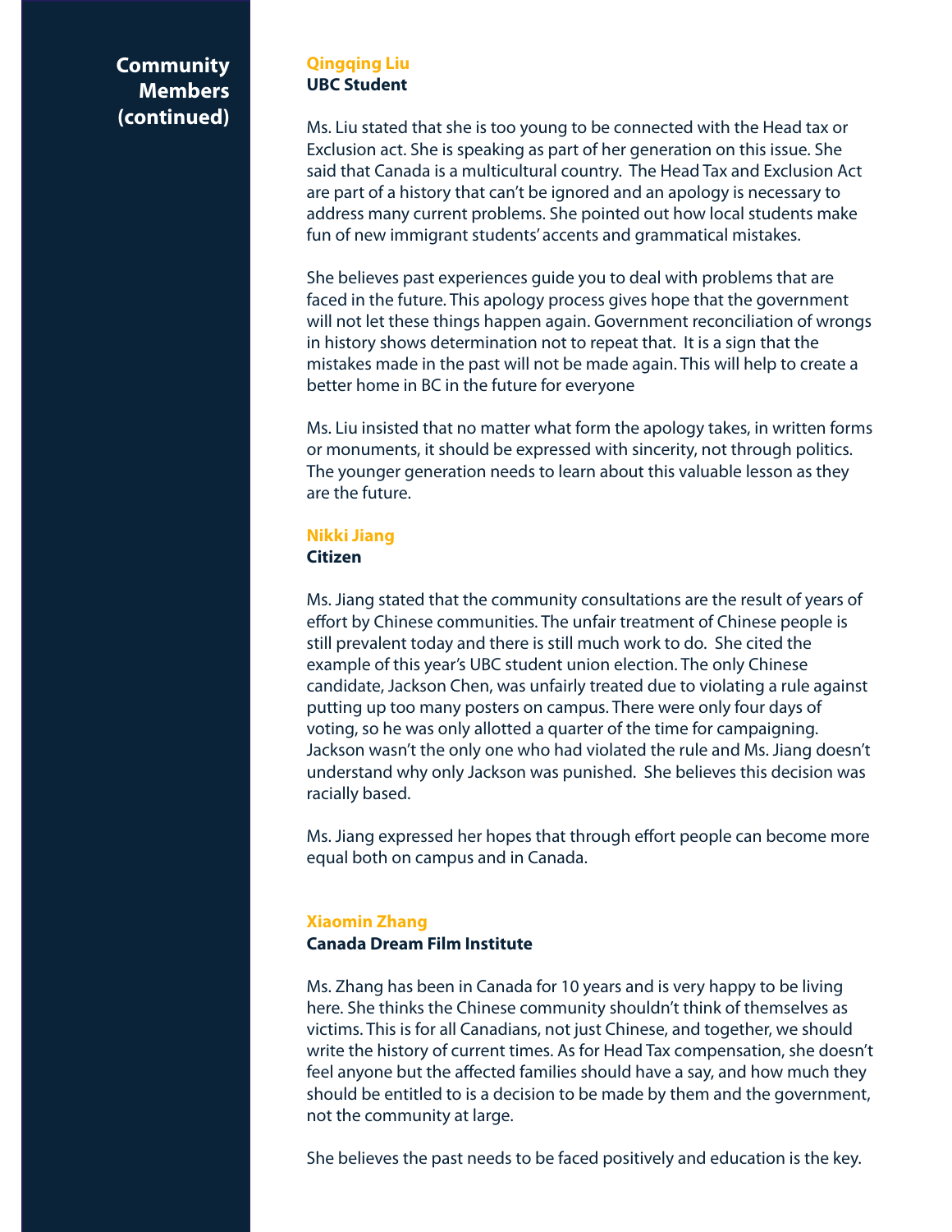## Community Members (continued)

### Qingqing Liu
**UBC Student**

Ms. Liu stated that she is too young to be connected with the Head tax or Exclusion act. She is speaking as part of her generation on this issue. She said that Canada is a multicultural country. The Head Tax and Exclusion Act are part of a history that can't be ignored and an apology is necessary to address many current problems. She pointed out how local students make fun of new immigrant students' accents and grammatical mistakes.

She believes past experiences guide you to deal with problems that are faced in the future. This apology process gives hope that the government will not let these things happen again. Government reconciliation of wrongs in history shows determination not to repeat that. It is a sign that the mistakes made in the past will not be made again. This will help to create a better home in BC in the future for everyone

Ms. Liu insisted that no matter what form the apology takes, in written forms or monuments, it should be expressed with sincerity, not through politics. The younger generation needs to learn about this valuable lesson as they are the future.

### Nikki Jiang
**Citizen**

Ms. Jiang stated that the community consultations are the result of years of effort by Chinese communities. The unfair treatment of Chinese people is still prevalent today and there is still much work to do. She cited the example of this year's UBC student union election. The only Chinese candidate, Jackson Chen, was unfairly treated due to violating a rule against putting up too many posters on campus. There were only four days of voting, so he was only allotted a quarter of the time for campaigning. Jackson wasn't the only one who had violated the rule and Ms. Jiang doesn't understand why only Jackson was punished. She believes this decision was racially based.

Ms. Jiang expressed her hopes that through effort people can become more equal both on campus and in Canada.

### Xiaomin Zhang
**Canada Dream Film Institute**

Ms. Zhang has been in Canada for 10 years and is very happy to be living here. She thinks the Chinese community shouldn't think of themselves as victims. This is for all Canadians, not just Chinese, and together, we should write the history of current times. As for Head Tax compensation, she doesn't feel anyone but the affected families should have a say, and how much they should be entitled to is a decision to be made by them and the government, not the community at large.

She believes the past needs to be faced positively and education is the key.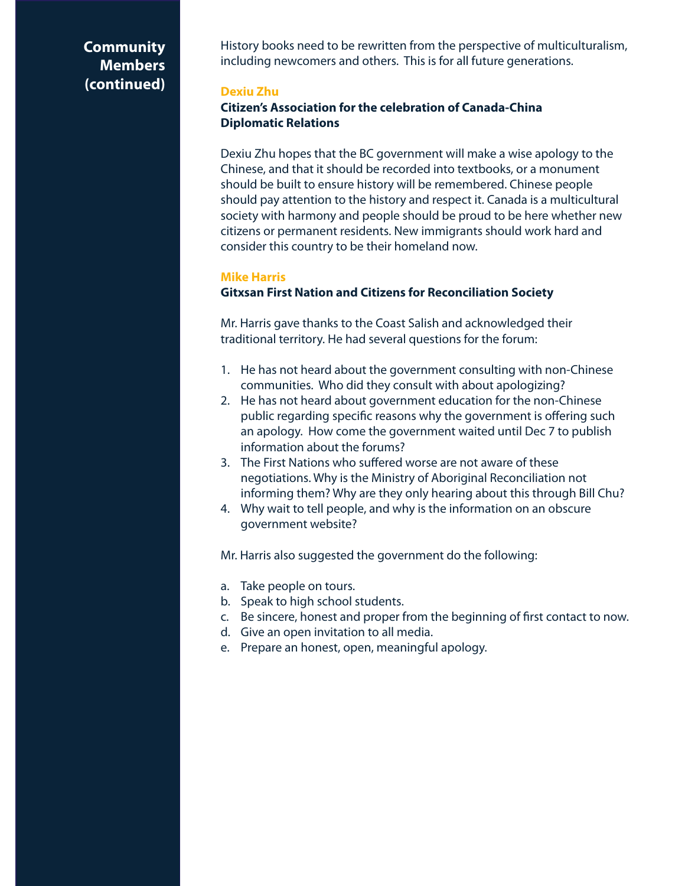## Community Members (continued)

History books need to be rewritten from the perspective of multiculturalism, including newcomers and others. This is for all future generations.

### Dexiu Zhu

**Citizen's Association for the celebration of Canada-China Diplomatic Relations**

Dexiu Zhu hopes that the BC government will make a wise apology to the Chinese, and that it should be recorded into textbooks, or a monument should be built to ensure history will be remembered. Chinese people should pay attention to the history and respect it. Canada is a multicultural society with harmony and people should be proud to be here whether new citizens or permanent residents. New immigrants should work hard and consider this country to be their homeland now.

### Mike Harris

**Gitxsan First Nation and Citizens for Reconciliation Society**

Mr. Harris gave thanks to the Coast Salish and acknowledged their traditional territory. He had several questions for the forum:

1. He has not heard about the government consulting with non-Chinese communities. Who did they consult with about apologizing?
2. He has not heard about government education for the non-Chinese public regarding specific reasons why the government is offering such an apology. How come the government waited until Dec 7 to publish information about the forums?
3. The First Nations who suffered worse are not aware of these negotiations. Why is the Ministry of Aboriginal Reconciliation not informing them? Why are they only hearing about this through Bill Chu?
4. Why wait to tell people, and why is the information on an obscure government website?

Mr. Harris also suggested the government do the following:

a. Take people on tours.
b. Speak to high school students.
c. Be sincere, honest and proper from the beginning of first contact to now.
d. Give an open invitation to all media.
e. Prepare an honest, open, meaningful apology.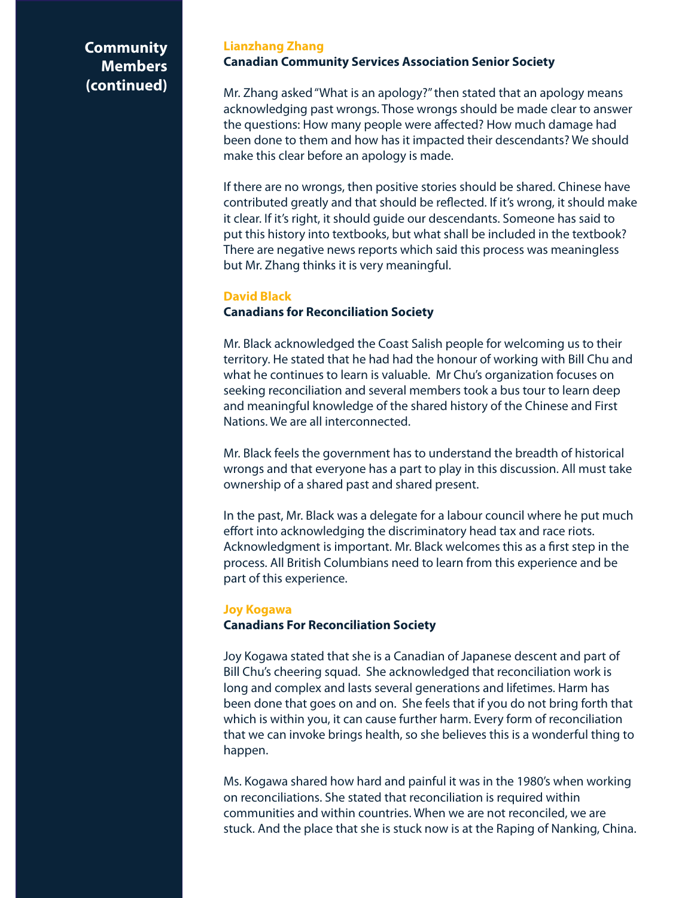## Community Members (continued)

### Lianzhang Zhang

**Canadian Community Services Association Senior Society**

Mr. Zhang asked "What is an apology?" then stated that an apology means acknowledging past wrongs. Those wrongs should be made clear to answer the questions: How many people were affected? How much damage had been done to them and how has it impacted their descendants? We should make this clear before an apology is made.

If there are no wrongs, then positive stories should be shared. Chinese have contributed greatly and that should be reflected. If it's wrong, it should make it clear. If it's right, it should guide our descendants. Someone has said to put this history into textbooks, but what shall be included in the textbook? There are negative news reports which said this process was meaningless but Mr. Zhang thinks it is very meaningful.

### David Black

**Canadians for Reconciliation Society**

Mr. Black acknowledged the Coast Salish people for welcoming us to their territory. He stated that he had had the honour of working with Bill Chu and what he continues to learn is valuable. Mr Chu's organization focuses on seeking reconciliation and several members took a bus tour to learn deep and meaningful knowledge of the shared history of the Chinese and First Nations. We are all interconnected.

Mr. Black feels the government has to understand the breadth of historical wrongs and that everyone has a part to play in this discussion. All must take ownership of a shared past and shared present.

In the past, Mr. Black was a delegate for a labour council where he put much effort into acknowledging the discriminatory head tax and race riots. Acknowledgment is important. Mr. Black welcomes this as a first step in the process. All British Columbians need to learn from this experience and be part of this experience.

### Joy Kogawa

**Canadians For Reconciliation Society**

Joy Kogawa stated that she is a Canadian of Japanese descent and part of Bill Chu's cheering squad. She acknowledged that reconciliation work is long and complex and lasts several generations and lifetimes. Harm has been done that goes on and on. She feels that if you do not bring forth that which is within you, it can cause further harm. Every form of reconciliation that we can invoke brings health, so she believes this is a wonderful thing to happen.

Ms. Kogawa shared how hard and painful it was in the 1980's when working on reconciliations. She stated that reconciliation is required within communities and within countries. When we are not reconciled, we are stuck. And the place that she is stuck now is at the Raping of Nanking, China.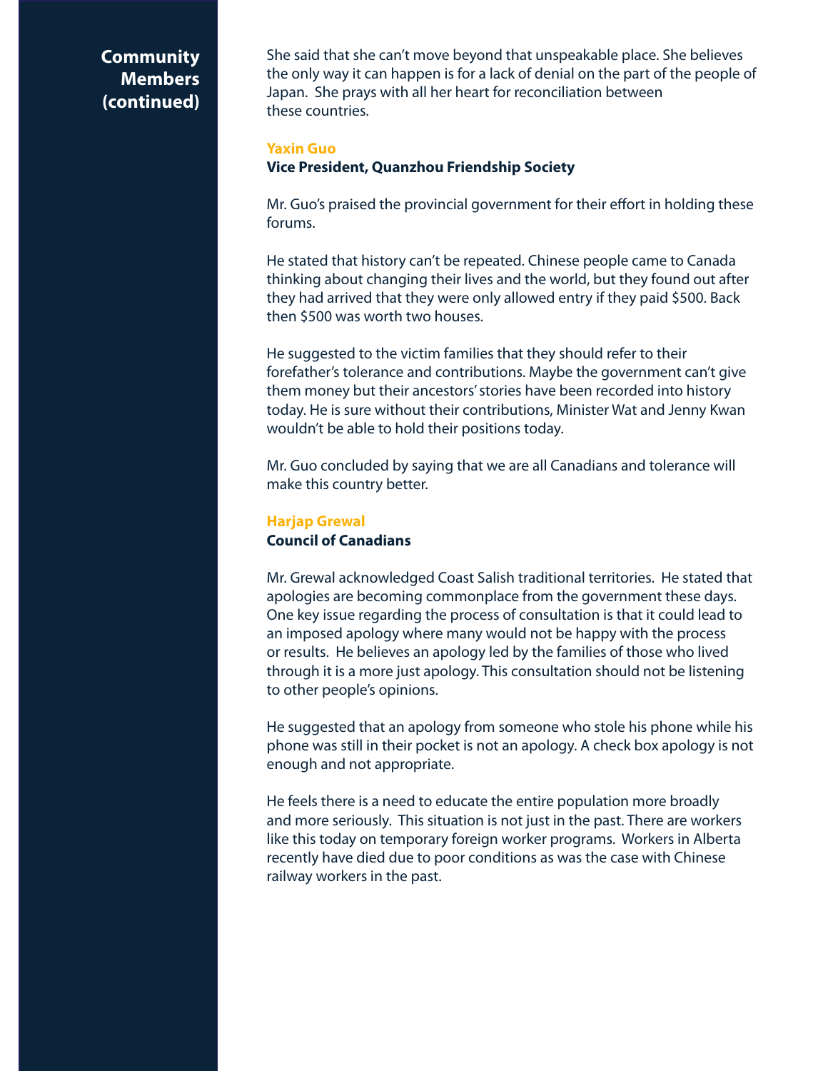## Community Members (continued)

She said that she can't move beyond that unspeakable place. She believes the only way it can happen is for a lack of denial on the part of the people of Japan. She prays with all her heart for reconciliation between these countries.

### Yaxin Guo
**Vice President, Quanzhou Friendship Society**

Mr. Guo's praised the provincial government for their effort in holding these forums.

He stated that history can't be repeated. Chinese people came to Canada thinking about changing their lives and the world, but they found out after they had arrived that they were only allowed entry if they paid $500. Back then $500 was worth two houses.

He suggested to the victim families that they should refer to their forefather's tolerance and contributions. Maybe the government can't give them money but their ancestors' stories have been recorded into history today. He is sure without their contributions, Minister Wat and Jenny Kwan wouldn't be able to hold their positions today.

Mr. Guo concluded by saying that we are all Canadians and tolerance will make this country better.

### Harjap Grewal
**Council of Canadians**

Mr. Grewal acknowledged Coast Salish traditional territories. He stated that apologies are becoming commonplace from the government these days. One key issue regarding the process of consultation is that it could lead to an imposed apology where many would not be happy with the process or results. He believes an apology led by the families of those who lived through it is a more just apology. This consultation should not be listening to other people's opinions.

He suggested that an apology from someone who stole his phone while his phone was still in their pocket is not an apology. A check box apology is not enough and not appropriate.

He feels there is a need to educate the entire population more broadly and more seriously. This situation is not just in the past. There are workers like this today on temporary foreign worker programs. Workers in Alberta recently have died due to poor conditions as was the case with Chinese railway workers in the past.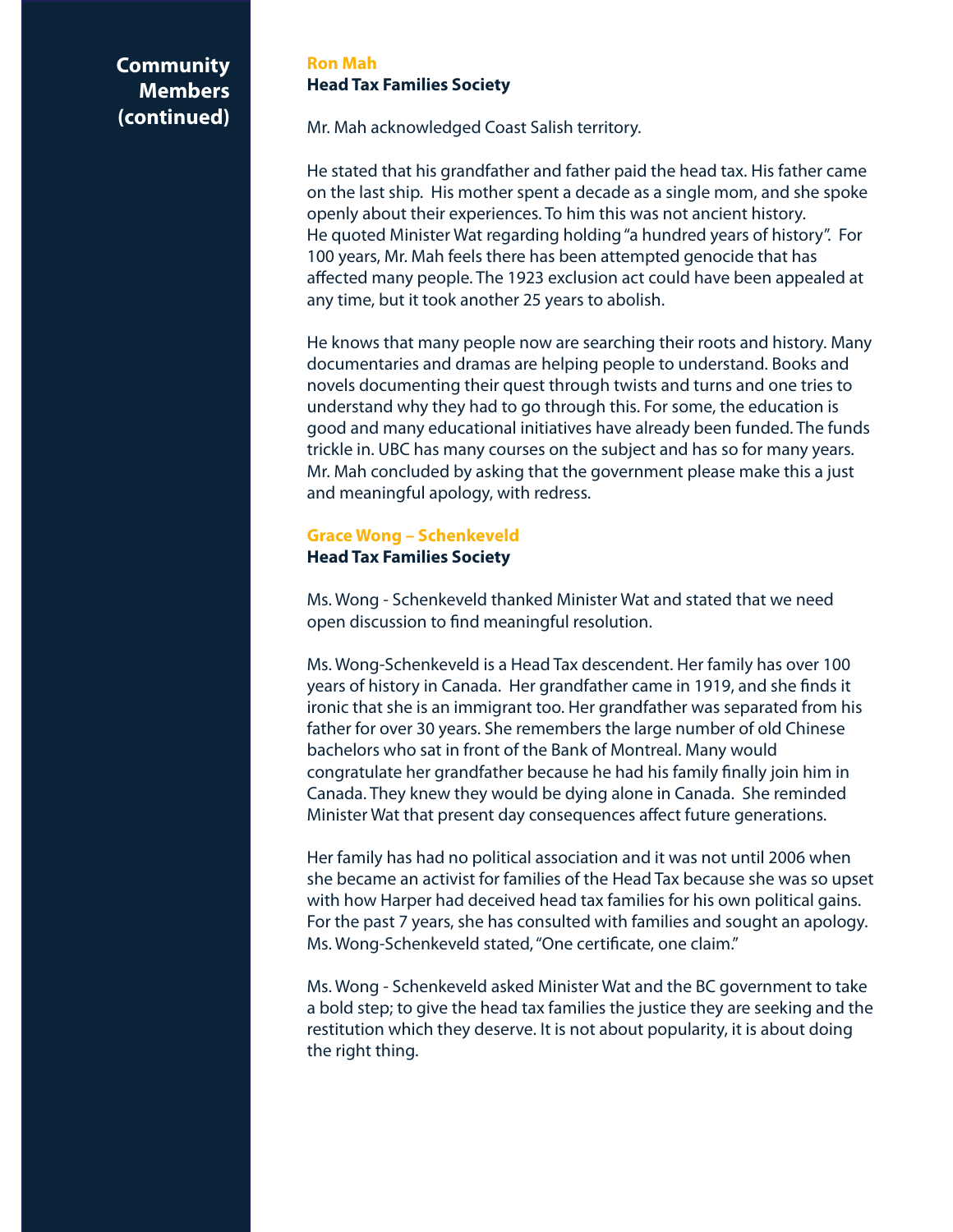## Community Members (continued)

### Ron Mah
**Head Tax Families Society**

Mr. Mah acknowledged Coast Salish territory.

He stated that his grandfather and father paid the head tax. His father came on the last ship. His mother spent a decade as a single mom, and she spoke openly about their experiences. To him this was not ancient history. He quoted Minister Wat regarding holding "a hundred years of history". For 100 years, Mr. Mah feels there has been attempted genocide that has affected many people. The 1923 exclusion act could have been appealed at any time, but it took another 25 years to abolish.

He knows that many people now are searching their roots and history. Many documentaries and dramas are helping people to understand. Books and novels documenting their quest through twists and turns and one tries to understand why they had to go through this. For some, the education is good and many educational initiatives have already been funded. The funds trickle in. UBC has many courses on the subject and has so for many years. Mr. Mah concluded by asking that the government please make this a just and meaningful apology, with redress.

### Grace Wong – Schenkeveld
**Head Tax Families Society**

Ms. Wong - Schenkeveld thanked Minister Wat and stated that we need open discussion to find meaningful resolution.

Ms. Wong-Schenkeveld is a Head Tax descendent. Her family has over 100 years of history in Canada. Her grandfather came in 1919, and she finds it ironic that she is an immigrant too. Her grandfather was separated from his father for over 30 years. She remembers the large number of old Chinese bachelors who sat in front of the Bank of Montreal. Many would congratulate her grandfather because he had his family finally join him in Canada. They knew they would be dying alone in Canada. She reminded Minister Wat that present day consequences affect future generations.

Her family has had no political association and it was not until 2006 when she became an activist for families of the Head Tax because she was so upset with how Harper had deceived head tax families for his own political gains. For the past 7 years, she has consulted with families and sought an apology. Ms. Wong-Schenkeveld stated, "One certificate, one claim."

Ms. Wong - Schenkeveld asked Minister Wat and the BC government to take a bold step; to give the head tax families the justice they are seeking and the restitution which they deserve. It is not about popularity, it is about doing the right thing.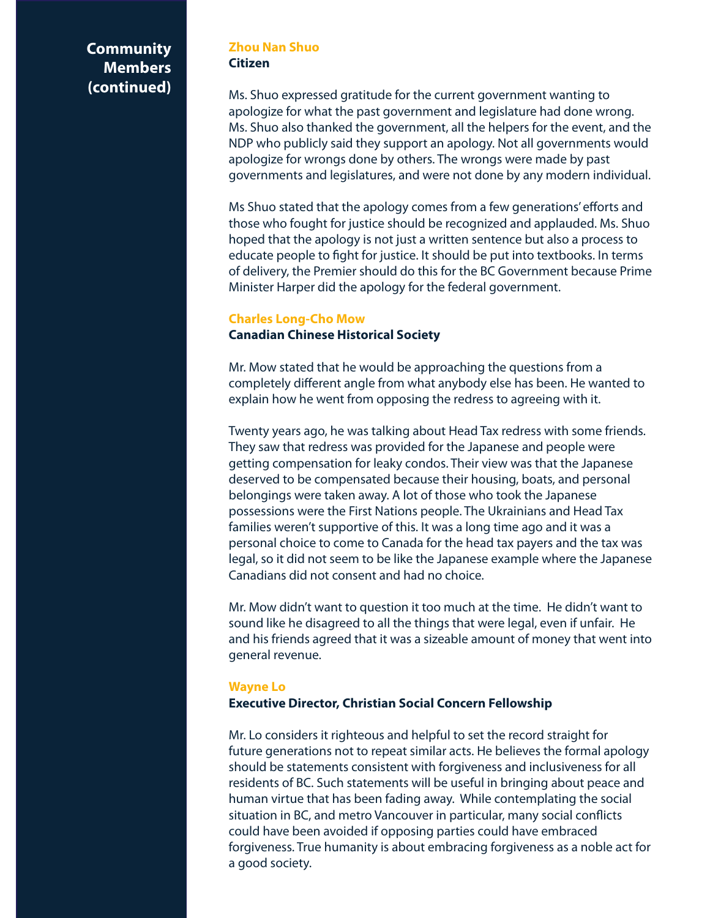## Community Members (continued)

### Zhou Nan Shuo
**Citizen**

Ms. Shuo expressed gratitude for the current government wanting to apologize for what the past government and legislature had done wrong. Ms. Shuo also thanked the government, all the helpers for the event, and the NDP who publicly said they support an apology. Not all governments would apologize for wrongs done by others. The wrongs were made by past governments and legislatures, and were not done by any modern individual.

Ms Shuo stated that the apology comes from a few generations' efforts and those who fought for justice should be recognized and applauded. Ms. Shuo hoped that the apology is not just a written sentence but also a process to educate people to fight for justice. It should be put into textbooks. In terms of delivery, the Premier should do this for the BC Government because Prime Minister Harper did the apology for the federal government.

### Charles Long-Cho Mow
**Canadian Chinese Historical Society**

Mr. Mow stated that he would be approaching the questions from a completely different angle from what anybody else has been. He wanted to explain how he went from opposing the redress to agreeing with it.

Twenty years ago, he was talking about Head Tax redress with some friends. They saw that redress was provided for the Japanese and people were getting compensation for leaky condos. Their view was that the Japanese deserved to be compensated because their housing, boats, and personal belongings were taken away. A lot of those who took the Japanese possessions were the First Nations people. The Ukrainians and Head Tax families weren't supportive of this. It was a long time ago and it was a personal choice to come to Canada for the head tax payers and the tax was legal, so it did not seem to be like the Japanese example where the Japanese Canadians did not consent and had no choice.

Mr. Mow didn't want to question it too much at the time. He didn't want to sound like he disagreed to all the things that were legal, even if unfair. He and his friends agreed that it was a sizeable amount of money that went into general revenue.

### Wayne Lo
**Executive Director, Christian Social Concern Fellowship**

Mr. Lo considers it righteous and helpful to set the record straight for future generations not to repeat similar acts. He believes the formal apology should be statements consistent with forgiveness and inclusiveness for all residents of BC. Such statements will be useful in bringing about peace and human virtue that has been fading away. While contemplating the social situation in BC, and metro Vancouver in particular, many social conflicts could have been avoided if opposing parties could have embraced forgiveness. True humanity is about embracing forgiveness as a noble act for a good society.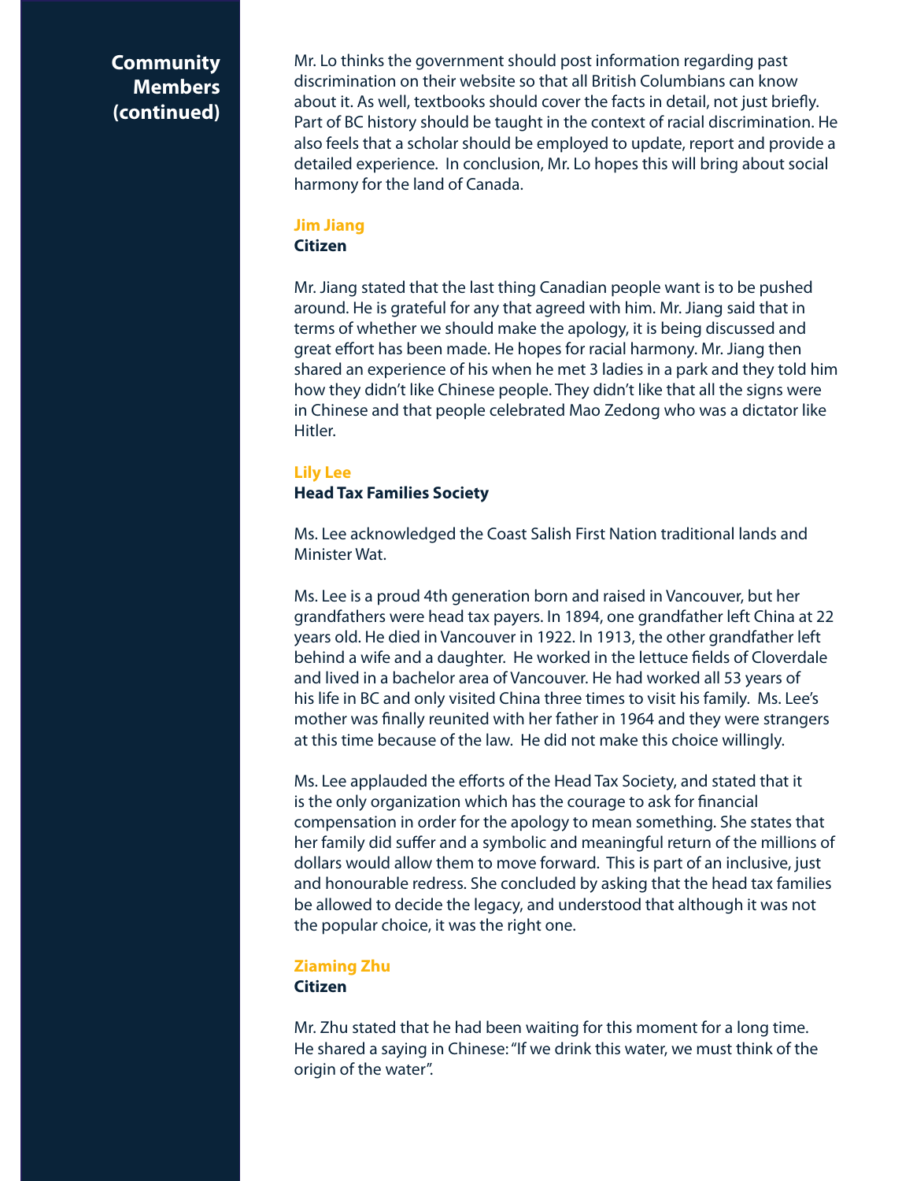## Community Members (continued)

Mr. Lo thinks the government should post information regarding past discrimination on their website so that all British Columbians can know about it. As well, textbooks should cover the facts in detail, not just briefly. Part of BC history should be taught in the context of racial discrimination. He also feels that a scholar should be employed to update, report and provide a detailed experience. In conclusion, Mr. Lo hopes this will bring about social harmony for the land of Canada.

### Jim Jiang
**Citizen**

Mr. Jiang stated that the last thing Canadian people want is to be pushed around. He is grateful for any that agreed with him. Mr. Jiang said that in terms of whether we should make the apology, it is being discussed and great effort has been made. He hopes for racial harmony. Mr. Jiang then shared an experience of his when he met 3 ladies in a park and they told him how they didn't like Chinese people. They didn't like that all the signs were in Chinese and that people celebrated Mao Zedong who was a dictator like Hitler.

### Lily Lee
**Head Tax Families Society**

Ms. Lee acknowledged the Coast Salish First Nation traditional lands and Minister Wat.

Ms. Lee is a proud 4th generation born and raised in Vancouver, but her grandfathers were head tax payers. In 1894, one grandfather left China at 22 years old. He died in Vancouver in 1922. In 1913, the other grandfather left behind a wife and a daughter. He worked in the lettuce fields of Cloverdale and lived in a bachelor area of Vancouver. He had worked all 53 years of his life in BC and only visited China three times to visit his family. Ms. Lee's mother was finally reunited with her father in 1964 and they were strangers at this time because of the law. He did not make this choice willingly.

Ms. Lee applauded the efforts of the Head Tax Society, and stated that it is the only organization which has the courage to ask for financial compensation in order for the apology to mean something. She states that her family did suffer and a symbolic and meaningful return of the millions of dollars would allow them to move forward. This is part of an inclusive, just and honourable redress. She concluded by asking that the head tax families be allowed to decide the legacy, and understood that although it was not the popular choice, it was the right one.

### Ziaming Zhu
**Citizen**

Mr. Zhu stated that he had been waiting for this moment for a long time. He shared a saying in Chinese: "If we drink this water, we must think of the origin of the water".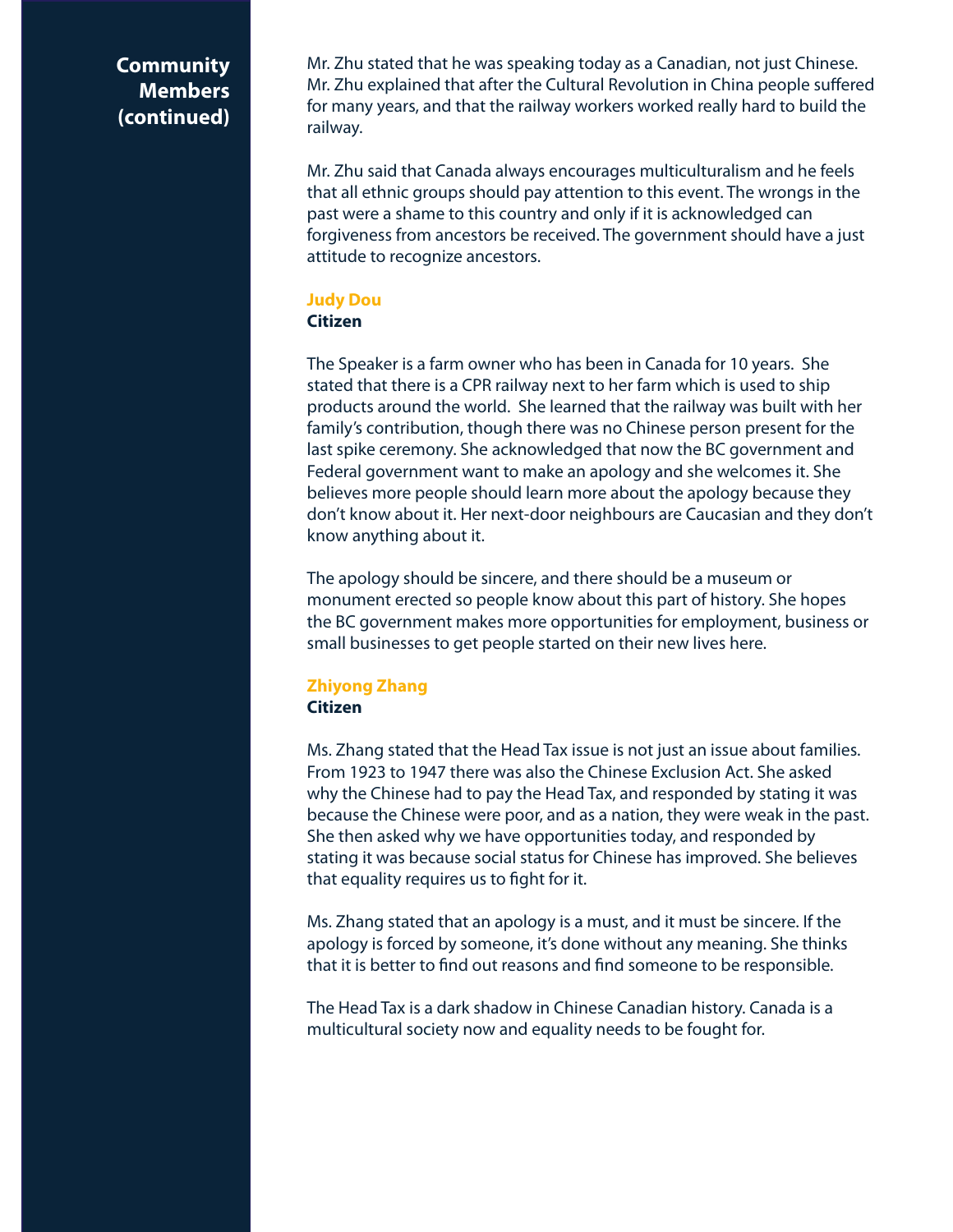## Community Members (continued)

Mr. Zhu stated that he was speaking today as a Canadian, not just Chinese. Mr. Zhu explained that after the Cultural Revolution in China people suffered for many years, and that the railway workers worked really hard to build the railway.

Mr. Zhu said that Canada always encourages multiculturalism and he feels that all ethnic groups should pay attention to this event. The wrongs in the past were a shame to this country and only if it is acknowledged can forgiveness from ancestors be received. The government should have a just attitude to recognize ancestors.

### Judy Dou
**Citizen**

The Speaker is a farm owner who has been in Canada for 10 years. She stated that there is a CPR railway next to her farm which is used to ship products around the world. She learned that the railway was built with her family's contribution, though there was no Chinese person present for the last spike ceremony. She acknowledged that now the BC government and Federal government want to make an apology and she welcomes it. She believes more people should learn more about the apology because they don't know about it. Her next-door neighbours are Caucasian and they don't know anything about it.

The apology should be sincere, and there should be a museum or monument erected so people know about this part of history. She hopes the BC government makes more opportunities for employment, business or small businesses to get people started on their new lives here.

### Zhiyong Zhang
**Citizen**

Ms. Zhang stated that the Head Tax issue is not just an issue about families. From 1923 to 1947 there was also the Chinese Exclusion Act. She asked why the Chinese had to pay the Head Tax, and responded by stating it was because the Chinese were poor, and as a nation, they were weak in the past. She then asked why we have opportunities today, and responded by stating it was because social status for Chinese has improved. She believes that equality requires us to fight for it.

Ms. Zhang stated that an apology is a must, and it must be sincere. If the apology is forced by someone, it's done without any meaning. She thinks that it is better to find out reasons and find someone to be responsible.

The Head Tax is a dark shadow in Chinese Canadian history. Canada is a multicultural society now and equality needs to be fought for.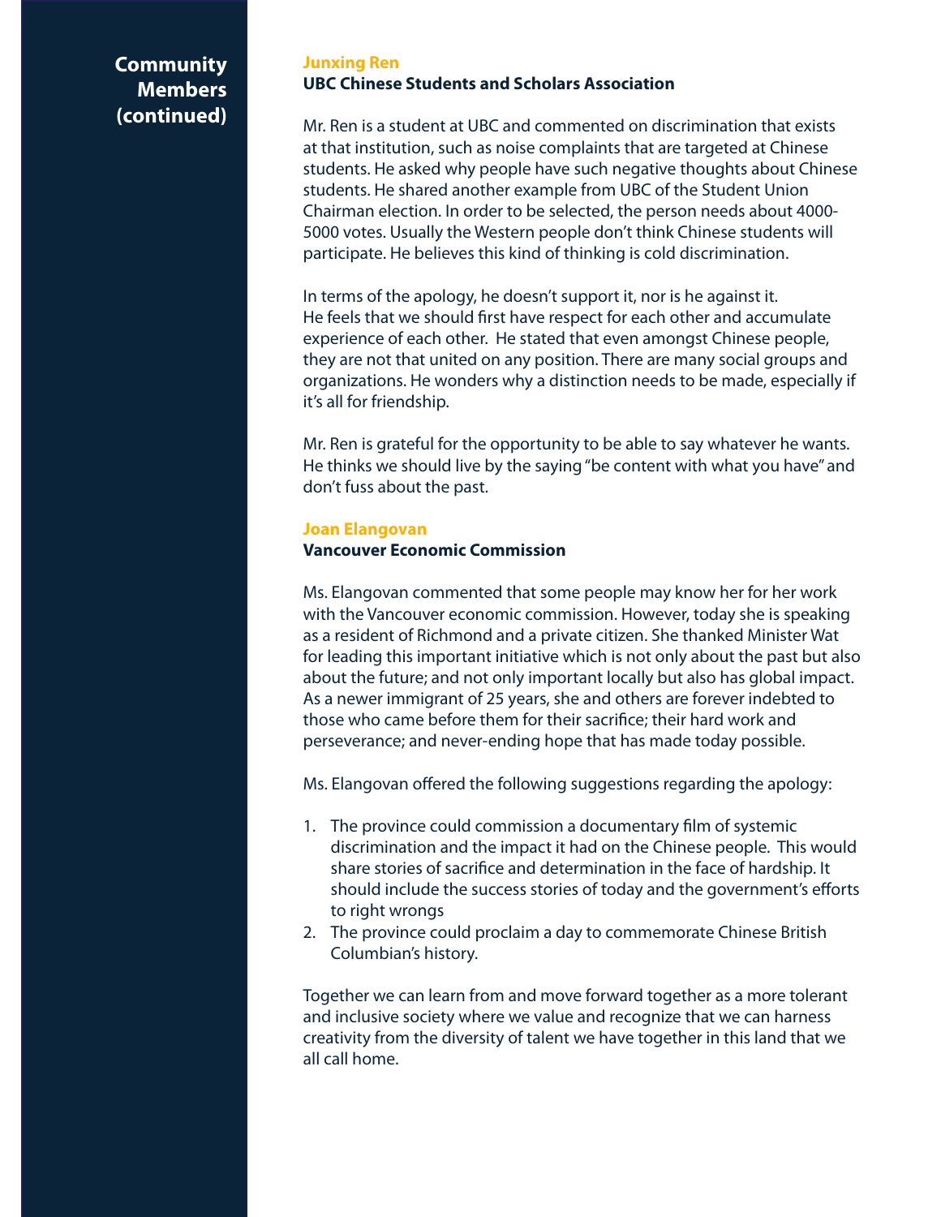## Community Members (continued)

### Junxing Ren

**UBC Chinese Students and Scholars Association**

Mr. Ren is a student at UBC and commented on discrimination that exists at that institution, such as noise complaints that are targeted at Chinese students. He asked why people have such negative thoughts about Chinese students. He shared another example from UBC of the Student Union Chairman election. In order to be selected, the person needs about 4000-5000 votes. Usually the Western people don't think Chinese students will participate. He believes this kind of thinking is cold discrimination.

In terms of the apology, he doesn't support it, nor is he against it. He feels that we should first have respect for each other and accumulate experience of each other. He stated that even amongst Chinese people, they are not that united on any position. There are many social groups and organizations. He wonders why a distinction needs to be made, especially if it's all for friendship.

Mr. Ren is grateful for the opportunity to be able to say whatever he wants. He thinks we should live by the saying "be content with what you have" and don't fuss about the past.

### Joan Elangovan

**Vancouver Economic Commission**

Ms. Elangovan commented that some people may know her for her work with the Vancouver economic commission. However, today she is speaking as a resident of Richmond and a private citizen. She thanked Minister Wat for leading this important initiative which is not only about the past but also about the future; and not only important locally but also has global impact. As a newer immigrant of 25 years, she and others are forever indebted to those who came before them for their sacrifice; their hard work and perseverance; and never-ending hope that has made today possible.

Ms. Elangovan offered the following suggestions regarding the apology:

1. The province could commission a documentary film of systemic discrimination and the impact it had on the Chinese people. This would share stories of sacrifice and determination in the face of hardship. It should include the success stories of today and the government's efforts to right wrongs
2. The province could proclaim a day to commemorate Chinese British Columbian's history.

Together we can learn from and move forward together as a more tolerant and inclusive society where we value and recognize that we can harness creativity from the diversity of talent we have together in this land that we all call home.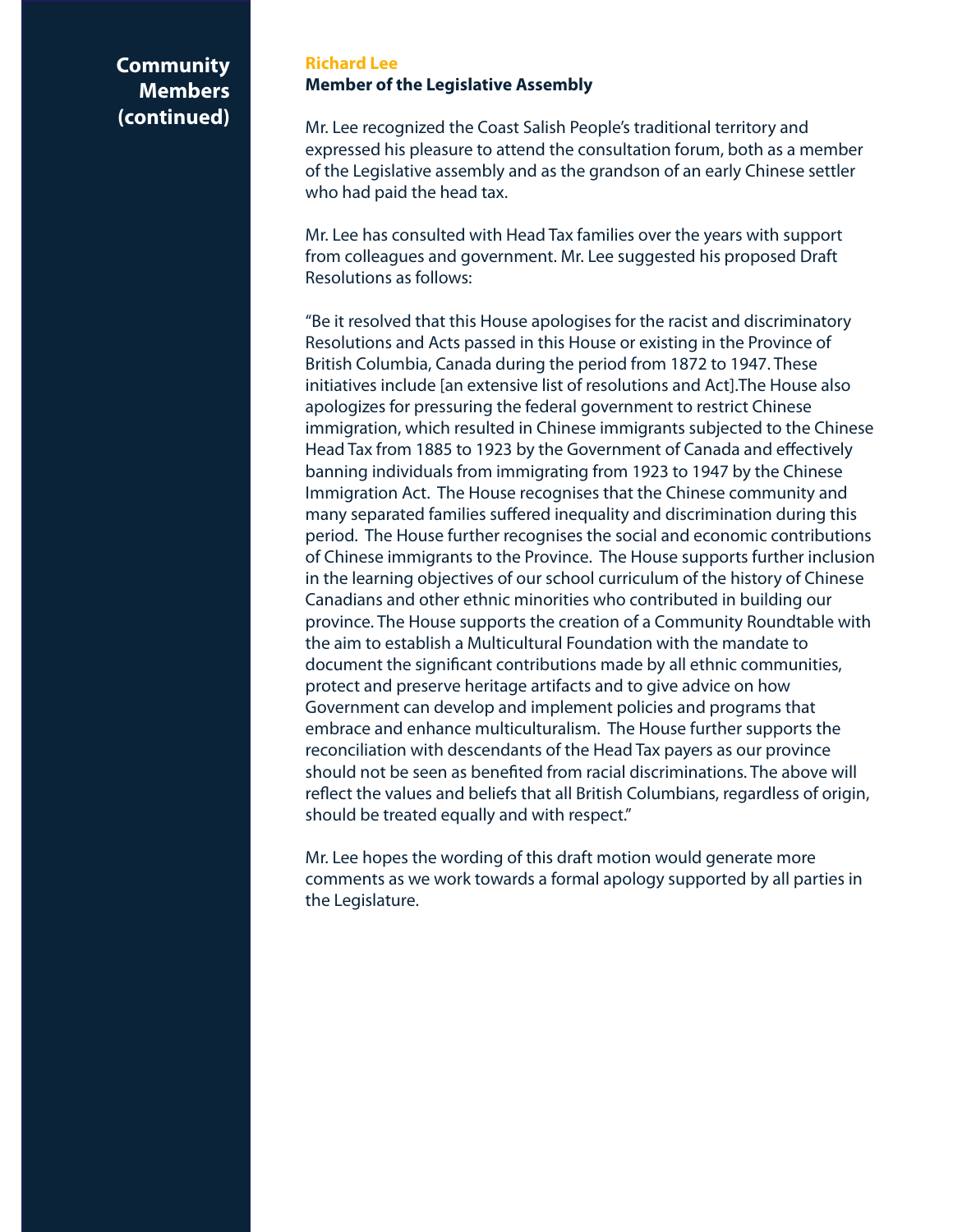## Community Members (continued)

**Richard Lee**
**Member of the Legislative Assembly**

Mr. Lee recognized the Coast Salish People's traditional territory and expressed his pleasure to attend the consultation forum, both as a member of the Legislative assembly and as the grandson of an early Chinese settler who had paid the head tax.

Mr. Lee has consulted with Head Tax families over the years with support from colleagues and government. Mr. Lee suggested his proposed Draft Resolutions as follows:

"Be it resolved that this House apologises for the racist and discriminatory Resolutions and Acts passed in this House or existing in the Province of British Columbia, Canada during the period from 1872 to 1947. These initiatives include [an extensive list of resolutions and Act].The House also apologizes for pressuring the federal government to restrict Chinese immigration, which resulted in Chinese immigrants subjected to the Chinese Head Tax from 1885 to 1923 by the Government of Canada and effectively banning individuals from immigrating from 1923 to 1947 by the Chinese Immigration Act. The House recognises that the Chinese community and many separated families suffered inequality and discrimination during this period. The House further recognises the social and economic contributions of Chinese immigrants to the Province. The House supports further inclusion in the learning objectives of our school curriculum of the history of Chinese Canadians and other ethnic minorities who contributed in building our province. The House supports the creation of a Community Roundtable with the aim to establish a Multicultural Foundation with the mandate to document the significant contributions made by all ethnic communities, protect and preserve heritage artifacts and to give advice on how Government can develop and implement policies and programs that embrace and enhance multiculturalism. The House further supports the reconciliation with descendants of the Head Tax payers as our province should not be seen as benefited from racial discriminations. The above will reflect the values and beliefs that all British Columbians, regardless of origin, should be treated equally and with respect."

Mr. Lee hopes the wording of this draft motion would generate more comments as we work towards a formal apology supported by all parties in the Legislature.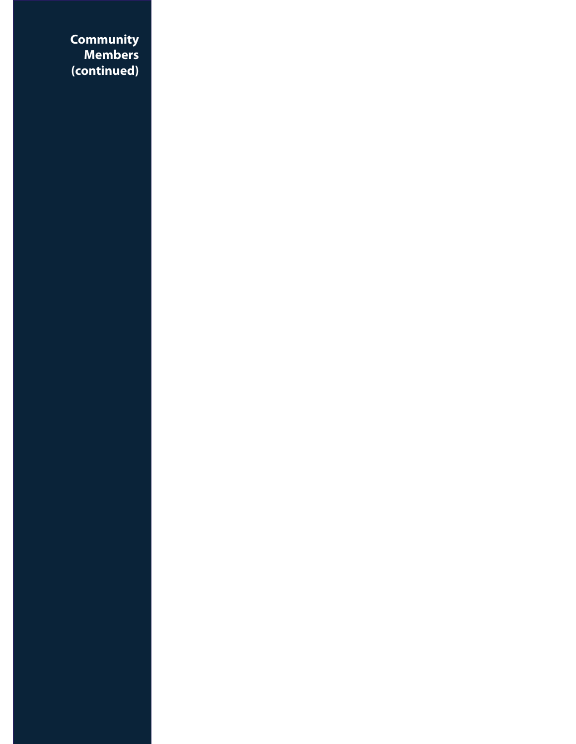## Community Members (continued)